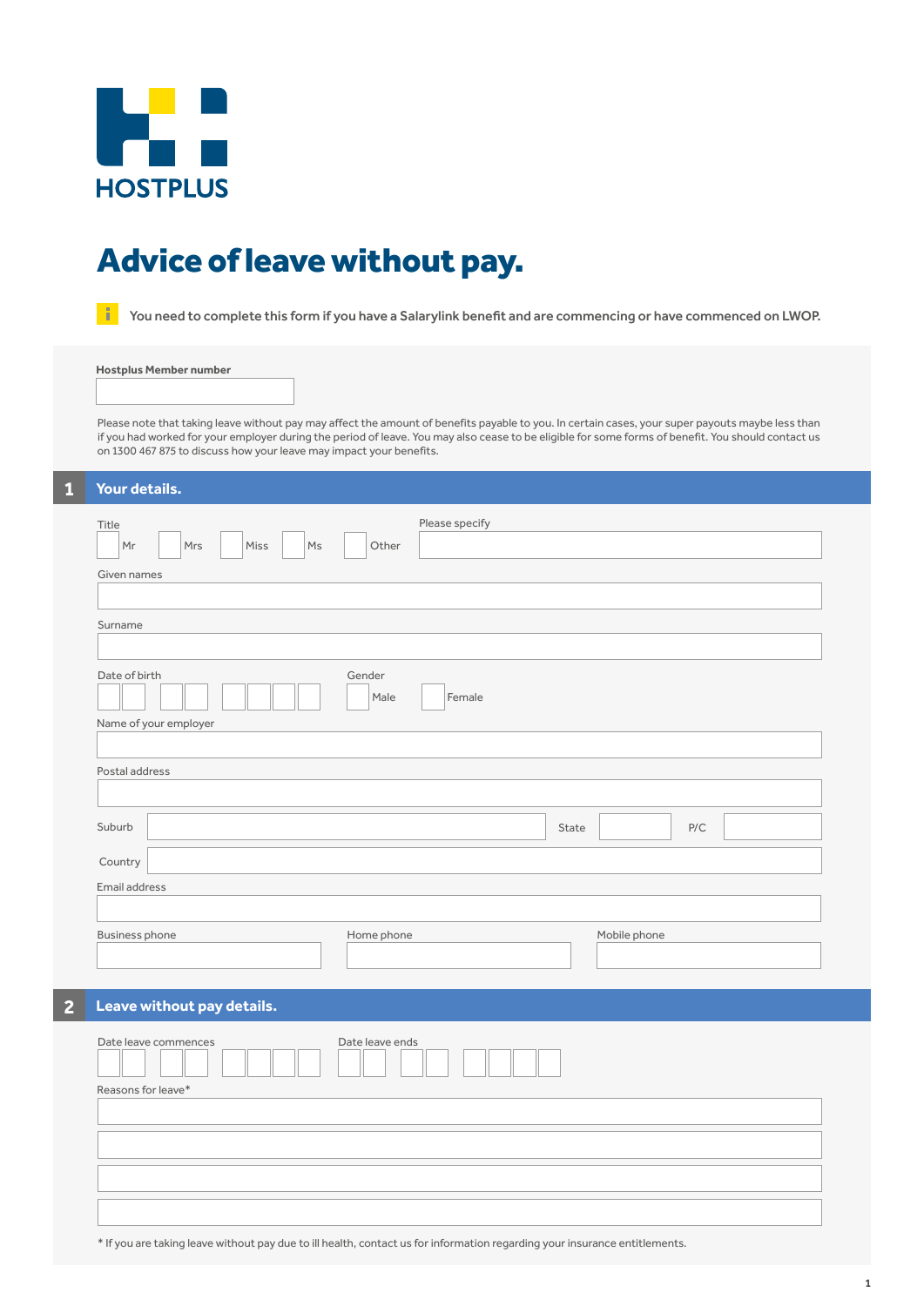HOSTPLUS

# Advice of leave without pay.

You need to complete this form if you have a Salarylink benefit and are commencing or have commenced on LWOP.

**Hostplus Member number**

Please note that taking leave without pay may affect the amount of benefits payable to you. In certain cases, your super payouts maybe less than if you had worked for your employer during the period of leave. You may also cease to be eligible for some forms of benefit. You should contact us on 1300 467 875 to discuss how your leave may impact your benefits.

## 1 Your details.

Title: ☐ Mr ☐ Mrs ☐ Miss ☐ Ms ☐ Other

Please specify

Given names

Surname

Date of birth

Gender: ☐ Male ☐ Female

Name of your employer

Postal address

Suburb | State | P/C

Country

Email address

Business phone | Home phone | Mobile phone

## 2 Leave without pay details.

Date leave commences | Date leave ends

Reasons for leave*

\* If you are taking leave without pay due to ill health, contact us for information regarding your insurance entitlements.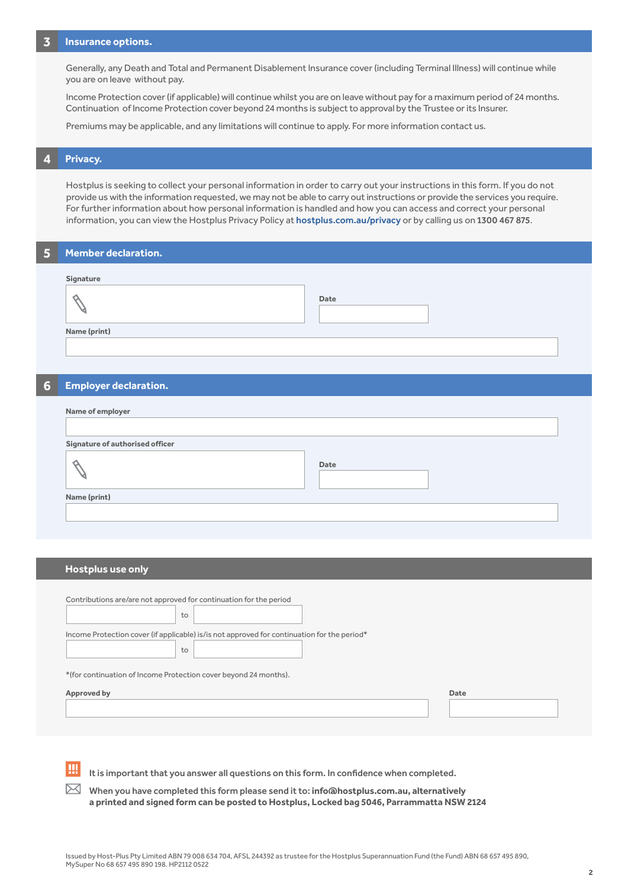## 3 Insurance options.

Generally, any Death and Total and Permanent Disablement Insurance cover (including Terminal Illness) will continue while you are on leave without pay.

Income Protection cover (if applicable) will continue whilst you are on leave without pay for a maximum period of 24 months. Continuation of Income Protection cover beyond 24 months is subject to approval by the Trustee or its Insurer.

Premiums may be applicable, and any limitations will continue to apply. For more information contact us.

## 4 Privacy.

Hostplus is seeking to collect your personal information in order to carry out your instructions in this form. If you do not provide us with the information requested, we may not be able to carry out instructions or provide the services you require. For further information about how personal information is handled and how you can access and correct your personal information, you can view the Hostplus Privacy Policy at **hostplus.com.au/privacy** or by calling us on **1300 467 875**.

## 5 Member declaration.

**Signature**

**Date**

**Name (print)**

## 6 Employer declaration.

**Name of employer**

**Signature of authorised officer**

**Date**

**Name (print)**

## Hostplus use only

Contributions are/are not approved for continuation for the period

\_\_\_\_\_\_\_\_\_\_ to \_\_\_\_\_\_\_\_\_\_

Income Protection cover (if applicable) is/is not approved for continuation for the period*

\_\_\_\_\_\_\_\_\_\_ to \_\_\_\_\_\_\_\_\_\_

*(for continuation of Income Protection cover beyond 24 months).

**Approved by**

**Date**

**It is important that you answer all questions on this form. In confidence when completed.**

**When you have completed this form please send it to: info@hostplus.com.au, alternatively a printed and signed form can be posted to Hostplus, Locked bag 5046, Parrammatta NSW 2124**

Issued by Host-Plus Pty Limited ABN 79 008 634 704, AFSL 244392 as trustee for the Hostplus Superannuation Fund (the Fund) ABN 68 657 495 890, MySuper No 68 657 495 890 198. HP2112 0522